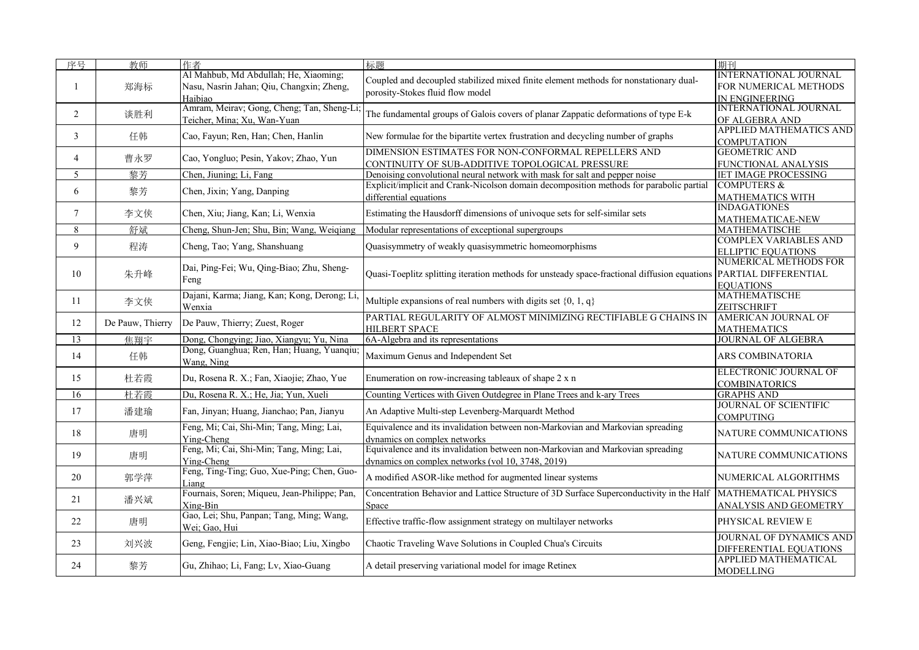| 序号 | 教师 | 作者 | 标题 | 期刊 |
| --- | --- | --- | --- | --- |
| 1 | 郑海标 | Al Mahbub, Md Abdullah; He, Xiaoming; Nasu, Nasrin Jahan; Qiu, Changxin; Zheng, Haibiao | Coupled and decoupled stabilized mixed finite element methods for nonstationary dual-porosity-Stokes fluid flow model | INTERNATIONAL JOURNAL FOR NUMERICAL METHODS IN ENGINEERING |
| 2 | 谈胜利 | Amram, Meirav; Gong, Cheng; Tan, Sheng-Li; Teicher, Mina; Xu, Wan-Yuan | The fundamental groups of Galois covers of planar Zappatic deformations of type E-k | INTERNATIONAL JOURNAL OF ALGEBRA AND |
| 3 | 任韩 | Cao, Fayun; Ren, Han; Chen, Hanlin | New formulae for the bipartite vertex frustration and decycling number of graphs | APPLIED MATHEMATICS AND COMPUTATION |
| 4 | 曹永罗 | Cao, Yongluo; Pesin, Yakov; Zhao, Yun | DIMENSION ESTIMATES FOR NON-CONFORMAL REPELLERS AND CONTINUITY OF SUB-ADDITIVE TOPOLOGICAL PRESSURE | GEOMETRIC AND FUNCTIONAL ANALYSIS |
| 5 | 黎芳 | Chen, Jiuning; Li, Fang | Denoising convolutional neural network with mask for salt and pepper noise | IET IMAGE PROCESSING |
| 6 | 黎芳 | Chen, Jixin; Yang, Danping | Explicit/implicit and Crank-Nicolson domain decomposition methods for parabolic partial differential equations | COMPUTERS & MATHEMATICS WITH |
| 7 | 李文侠 | Chen, Xiu; Jiang, Kan; Li, Wenxia | Estimating the Hausdorff dimensions of univoque sets for self-similar sets | INDAGATIONES MATHEMATICAE-NEW |
| 8 | 舒斌 | Cheng, Shun-Jen; Shu, Bin; Wang, Weiqiang | Modular representations of exceptional supergroups | MATHEMATISCHE |
| 9 | 程涛 | Cheng, Tao; Yang, Shanshuang | Quasisymmetry of weakly quasisymmetric homeomorphisms | COMPLEX VARIABLES AND ELLIPTIC EQUATIONS |
| 10 | 朱升峰 | Dai, Ping-Fei; Wu, Qing-Biao; Zhu, Sheng-Feng | Quasi-Toeplitz splitting iteration methods for unsteady space-fractional diffusion equations | NUMERICAL METHODS FOR PARTIAL DIFFERENTIAL EQUATIONS |
| 11 | 李文侠 | Dajani, Karma; Jiang, Kan; Kong, Derong; Li, Wenxia | Multiple expansions of real numbers with digits set {0, 1, q} | MATHEMATISCHE ZEITSCHRIFT |
| 12 | De Pauw, Thierry | De Pauw, Thierry; Zuest, Roger | PARTIAL REGULARITY OF ALMOST MINIMIZING RECTIFIABLE G CHAINS IN HILBERT SPACE | AMERICAN JOURNAL OF MATHEMATICS |
| 13 | 焦翔宇 | Dong, Chongying; Jiao, Xiangyu; Yu, Nina | 6A-Algebra and its representations | JOURNAL OF ALGEBRA |
| 14 | 任韩 | Dong, Guanghua; Ren, Han; Huang, Yuanqiu; Wang, Ning | Maximum Genus and Independent Set | ARS COMBINATORIA |
| 15 | 杜若霞 | Du, Rosena R. X.; Fan, Xiaojie; Zhao, Yue | Enumeration on row-increasing tableaux of shape 2 x n | ELECTRONIC JOURNAL OF COMBINATORICS |
| 16 | 杜若霞 | Du, Rosena R. X.; He, Jia; Yun, Xueli | Counting Vertices with Given Outdegree in Plane Trees and k-ary Trees | GRAPHS AND |
| 17 | 潘建瑜 | Fan, Jinyan; Huang, Jianchao; Pan, Jianyu | An Adaptive Multi-step Levenberg-Marquardt Method | JOURNAL OF SCIENTIFIC COMPUTING |
| 18 | 唐明 | Feng, Mi; Cai, Shi-Min; Tang, Ming; Lai, Ying-Cheng | Equivalence and its invalidation between non-Markovian and Markovian spreading dynamics on complex networks | NATURE COMMUNICATIONS |
| 19 | 唐明 | Feng, Mi; Cai, Shi-Min; Tang, Ming; Lai, Ying-Cheng | Equivalence and its invalidation between non-Markovian and Markovian spreading dynamics on complex networks (vol 10, 3748, 2019) | NATURE COMMUNICATIONS |
| 20 | 郭学萍 | Feng, Ting-Ting; Guo, Xue-Ping; Chen, Guo-Liang | A modified ASOR-like method for augmented linear systems | NUMERICAL ALGORITHMS |
| 21 | 潘兴斌 | Fournais, Soren; Miqueu, Jean-Philippe; Pan, Xing-Bin | Concentration Behavior and Lattice Structure of 3D Surface Superconductivity in the Half Space | MATHEMATICAL PHYSICS ANALYSIS AND GEOMETRY |
| 22 | 唐明 | Gao, Lei; Shu, Panpan; Tang, Ming; Wang, Wei; Gao, Hui | Effective traffic-flow assignment strategy on multilayer networks | PHYSICAL REVIEW E |
| 23 | 刘兴波 | Geng, Fengjie; Lin, Xiao-Biao; Liu, Xingbo | Chaotic Traveling Wave Solutions in Coupled Chua's Circuits | JOURNAL OF DYNAMICS AND DIFFERENTIAL EQUATIONS |
| 24 | 黎芳 | Gu, Zhihao; Li, Fang; Lv, Xiao-Guang | A detail preserving variational model for image Retinex | APPLIED MATHEMATICAL MODELLING |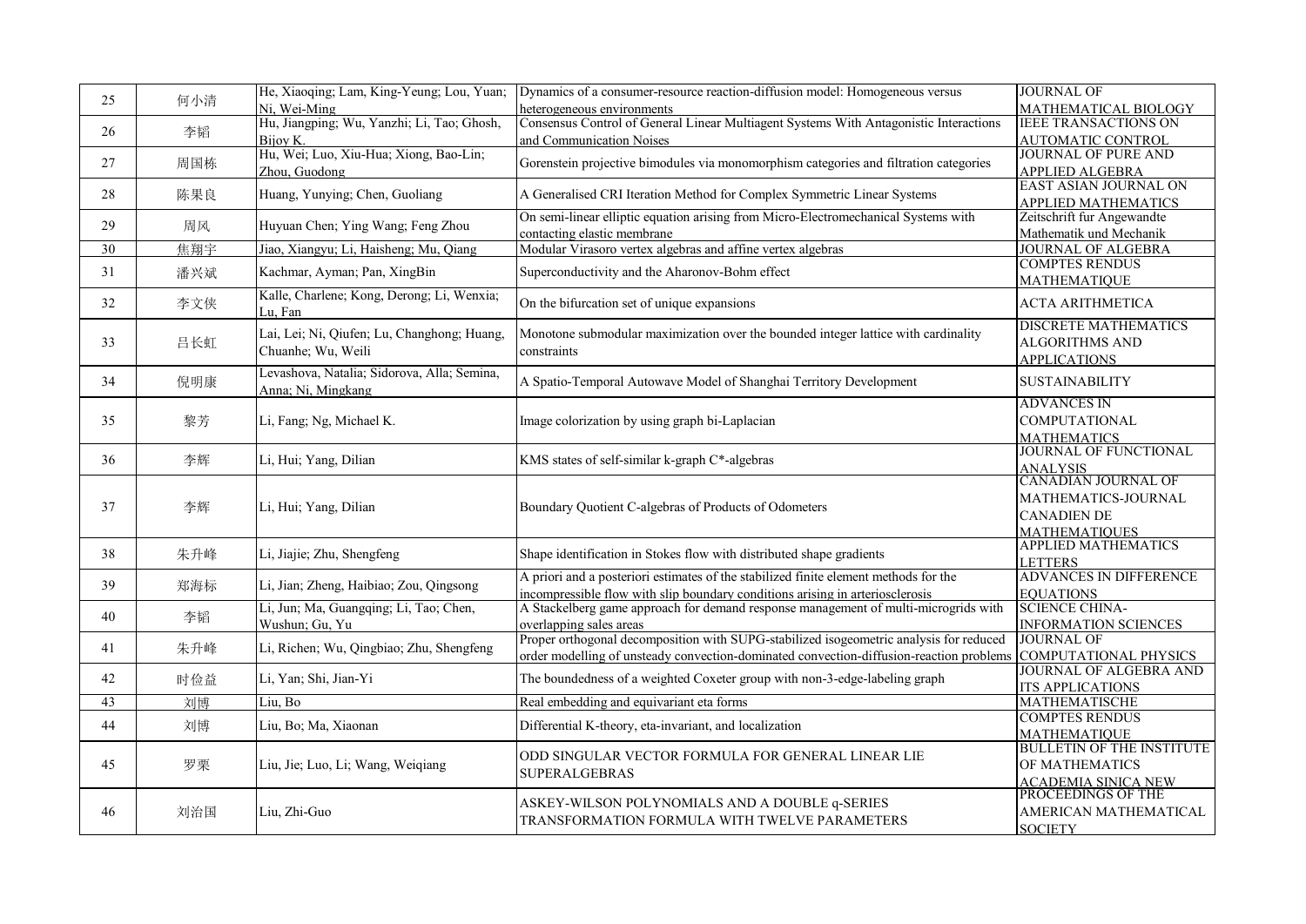| 25 | 何小清 | He, Xiaoqing; Lam, King-Yeung; Lou, Yuan; Ni, Wei-Ming | Dynamics of a consumer-resource reaction-diffusion model: Homogeneous versus heterogeneous environments | JOURNAL OF MATHEMATICAL BIOLOGY |
|---|---|---|---|---|
| 26 | 李韬 | Hu, Jiangping; Wu, Yanzhi; Li, Tao; Ghosh, Bijoy K. | Consensus Control of General Linear Multiagent Systems With Antagonistic Interactions and Communication Noises | IEEE TRANSACTIONS ON AUTOMATIC CONTROL |
| 27 | 周国栋 | Hu, Wei; Luo, Xiu-Hua; Xiong, Bao-Lin; Zhou, Guodong | Gorenstein projective bimodules via monomorphism categories and filtration categories | JOURNAL OF PURE AND APPLIED ALGEBRA |
| 28 | 陈果良 | Huang, Yunying; Chen, Guoliang | A Generalised CRI Iteration Method for Complex Symmetric Linear Systems | EAST ASIAN JOURNAL ON APPLIED MATHEMATICS |
| 29 | 周风 | Huyuan Chen; Ying Wang; Feng Zhou | On semi-linear elliptic equation arising from Micro-Electromechanical Systems with contacting elastic membrane | Zeitschrift fur Angewandte Mathematik und Mechanik |
| 30 | 焦翔宇 | Jiao, Xiangyu; Li, Haisheng; Mu, Qiang | Modular Virasoro vertex algebras and affine vertex algebras | JOURNAL OF ALGEBRA |
| 31 | 潘兴斌 | Kachmar, Ayman; Pan, XingBin | Superconductivity and the Aharonov-Bohm effect | COMPTES RENDUS MATHEMATIQUE |
| 32 | 李文侠 | Kalle, Charlene; Kong, Derong; Li, Wenxia; Lu, Fan | On the bifurcation set of unique expansions | ACTA ARITHMETICA |
| 33 | 吕长虹 | Lai, Lei; Ni, Qiufen; Lu, Changhong; Huang, Chuanhe; Wu, Weili | Monotone submodular maximization over the bounded integer lattice with cardinality constraints | DISCRETE MATHEMATICS ALGORITHMS AND APPLICATIONS |
| 34 | 倪明康 | Levashova, Natalia; Sidorova, Alla; Semina, Anna; Ni, Mingkang | A Spatio-Temporal Autowave Model of Shanghai Territory Development | SUSTAINABILITY |
| 35 | 黎芳 | Li, Fang; Ng, Michael K. | Image colorization by using graph bi-Laplacian | ADVANCES IN COMPUTATIONAL MATHEMATICS |
| 36 | 李辉 | Li, Hui; Yang, Dilian | KMS states of self-similar k-graph C*-algebras | JOURNAL OF FUNCTIONAL ANALYSIS |
| 37 | 李辉 | Li, Hui; Yang, Dilian | Boundary Quotient C-algebras of Products of Odometers | CANADIAN JOURNAL OF MATHEMATICS-JOURNAL CANADIEN DE MATHEMATIQUES |
| 38 | 朱升峰 | Li, Jiajie; Zhu, Shengfeng | Shape identification in Stokes flow with distributed shape gradients | APPLIED MATHEMATICS LETTERS |
| 39 | 郑海标 | Li, Jian; Zheng, Haibiao; Zou, Qingsong | A priori and a posteriori estimates of the stabilized finite element methods for the incompressible flow with slip boundary conditions arising in arteriosclerosis | ADVANCES IN DIFFERENCE EQUATIONS |
| 40 | 李韬 | Li, Jun; Ma, Guangqing; Li, Tao; Chen, Wushun; Gu, Yu | A Stackelberg game approach for demand response management of multi-microgrids with overlapping sales areas | SCIENCE CHINA-INFORMATION SCIENCES |
| 41 | 朱升峰 | Li, Richen; Wu, Qingbiao; Zhu, Shengfeng | Proper orthogonal decomposition with SUPG-stabilized isogeometric analysis for reduced order modelling of unsteady convection-dominated convection-diffusion-reaction problems | JOURNAL OF COMPUTATIONAL PHYSICS |
| 42 | 时俭益 | Li, Yan; Shi, Jian-Yi | The boundedness of a weighted Coxeter group with non-3-edge-labeling graph | JOURNAL OF ALGEBRA AND ITS APPLICATIONS |
| 43 | 刘博 | Liu, Bo | Real embedding and equivariant eta forms | MATHEMATISCHE |
| 44 | 刘博 | Liu, Bo; Ma, Xiaonan | Differential K-theory, eta-invariant, and localization | COMPTES RENDUS MATHEMATIQUE |
| 45 | 罗栗 | Liu, Jie; Luo, Li; Wang, Weiqiang | ODD SINGULAR VECTOR FORMULA FOR GENERAL LINEAR LIE SUPERALGEBRAS | BULLETIN OF THE INSTITUTE OF MATHEMATICS ACADEMIA SINICA NEW |
| 46 | 刘治国 | Liu, Zhi-Guo | ASKEY-WILSON POLYNOMIALS AND A DOUBLE q-SERIES TRANSFORMATION FORMULA WITH TWELVE PARAMETERS | PROCEEDINGS OF THE AMERICAN MATHEMATICAL SOCIETY |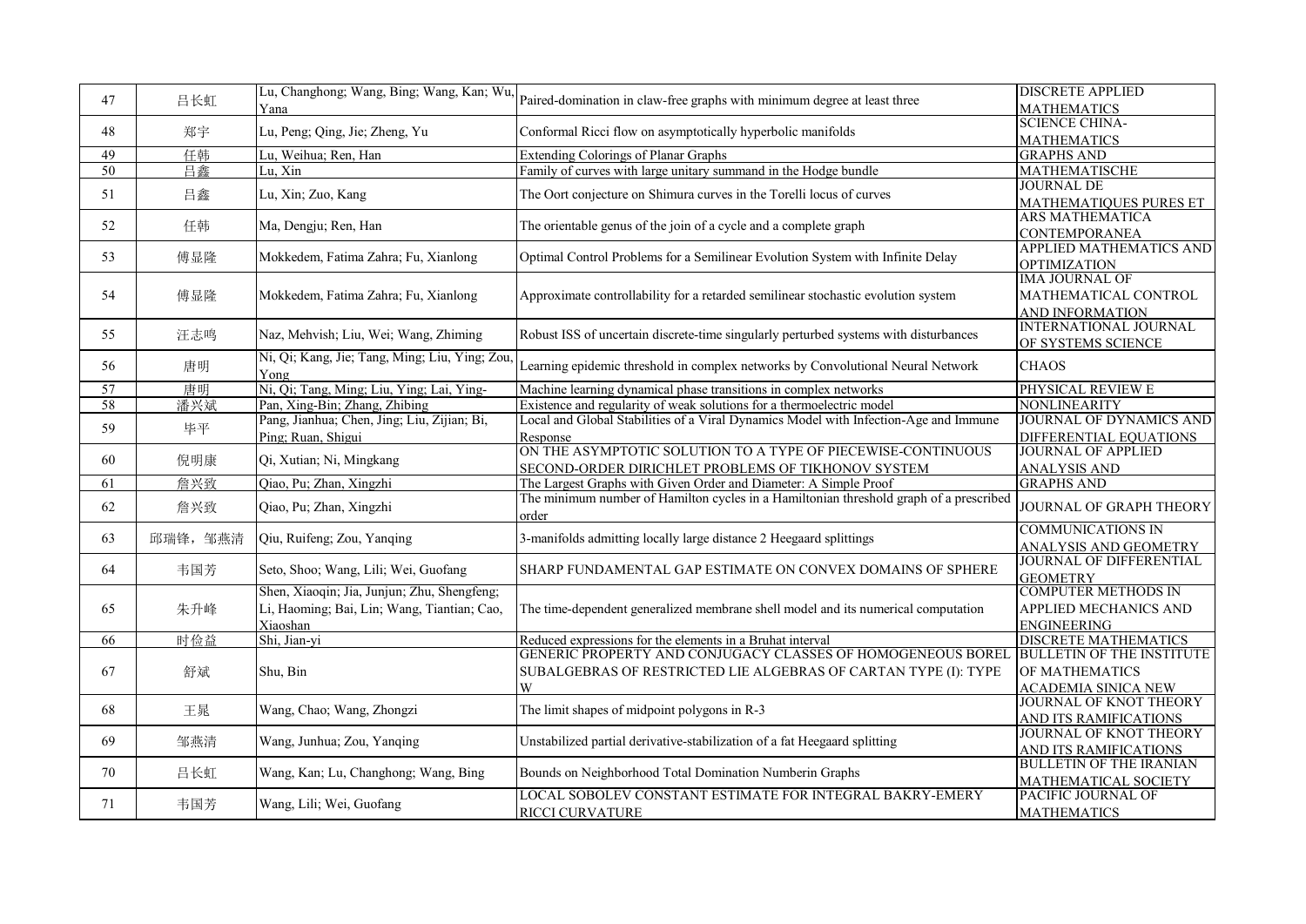| 47 | 吕长虹 | Lu, Changhong; Wang, Bing; Wang, Kan; Wu, Yana | Paired-domination in claw-free graphs with minimum degree at least three | DISCRETE APPLIED MATHEMATICS |
|---|---|---|---|---|
| 48 | 郑宇 | Lu, Peng; Qing, Jie; Zheng, Yu | Conformal Ricci flow on asymptotically hyperbolic manifolds | SCIENCE CHINA-MATHEMATICS |
| 49 | 任韩 | Lu, Weihua; Ren, Han | Extending Colorings of Planar Graphs | GRAPHS AND |
| 50 | 吕鑫 | Lu, Xin | Family of curves with large unitary summand in the Hodge bundle | MATHEMATISCHE |
| 51 | 吕鑫 | Lu, Xin; Zuo, Kang | The Oort conjecture on Shimura curves in the Torelli locus of curves | JOURNAL DE MATHEMATIQUES PURES ET |
| 52 | 任韩 | Ma, Dengju; Ren, Han | The orientable genus of the join of a cycle and a complete graph | ARS MATHEMATICA CONTEMPORANEA |
| 53 | 傅显隆 | Mokkedem, Fatima Zahra; Fu, Xianlong | Optimal Control Problems for a Semilinear Evolution System with Infinite Delay | APPLIED MATHEMATICS AND OPTIMIZATION |
| 54 | 傅显隆 | Mokkedem, Fatima Zahra; Fu, Xianlong | Approximate controllability for a retarded semilinear stochastic evolution system | IMA JOURNAL OF MATHEMATICAL CONTROL AND INFORMATION |
| 55 | 汪志鸣 | Naz, Mehvish; Liu, Wei; Wang, Zhiming | Robust ISS of uncertain discrete-time singularly perturbed systems with disturbances | INTERNATIONAL JOURNAL OF SYSTEMS SCIENCE |
| 56 | 唐明 | Ni, Qi; Kang, Jie; Tang, Ming; Liu, Ying; Zou, Yong | Learning epidemic threshold in complex networks by Convolutional Neural Network | CHAOS |
| 57 | 唐明 | Ni, Qi; Tang, Ming; Liu, Ying; Lai, Ying- | Machine learning dynamical phase transitions in complex networks | PHYSICAL REVIEW E |
| 58 | 潘兴斌 | Pan, Xing-Bin; Zhang, Zhibing | Existence and regularity of weak solutions for a thermoelectric model | NONLINEARITY |
| 59 | 毕平 | Pang, Jianhua; Chen, Jing; Liu, Zijian; Bi, Ping; Ruan, Shigui | Local and Global Stabilities of a Viral Dynamics Model with Infection-Age and Immune Response | JOURNAL OF DYNAMICS AND DIFFERENTIAL EQUATIONS |
| 60 | 倪明康 | Qi, Xutian; Ni, Mingkang | ON THE ASYMPTOTIC SOLUTION TO A TYPE OF PIECEWISE-CONTINUOUS SECOND-ORDER DIRICHLET PROBLEMS OF TIKHONOV SYSTEM | JOURNAL OF APPLIED ANALYSIS AND |
| 61 | 詹兴致 | Qiao, Pu; Zhan, Xingzhi | The Largest Graphs with Given Order and Diameter: A Simple Proof | GRAPHS AND |
| 62 | 詹兴致 | Qiao, Pu; Zhan, Xingzhi | The minimum number of Hamilton cycles in a Hamiltonian threshold graph of a prescribed order | JOURNAL OF GRAPH THEORY |
| 63 | 邱瑞锋，邹燕清 | Qiu, Ruifeng; Zou, Yanqing | 3-manifolds admitting locally large distance 2 Heegaard splittings | COMMUNICATIONS IN ANALYSIS AND GEOMETRY |
| 64 | 韦国芳 | Seto, Shoo; Wang, Lili; Wei, Guofang | SHARP FUNDAMENTAL GAP ESTIMATE ON CONVEX DOMAINS OF SPHERE | JOURNAL OF DIFFERENTIAL GEOMETRY |
| 65 | 朱升峰 | Shen, Xiaoqin; Jia, Junjun; Zhu, Shengfeng; Li, Haoming; Bai, Lin; Wang, Tiantian; Cao, Xiaoshan | The time-dependent generalized membrane shell model and its numerical computation | COMPUTER METHODS IN APPLIED MECHANICS AND ENGINEERING |
| 66 | 时俭益 | Shi, Jian-yi | Reduced expressions for the elements in a Bruhat interval | DISCRETE MATHEMATICS |
| 67 | 舒斌 | Shu, Bin | GENERIC PROPERTY AND CONJUGACY CLASSES OF HOMOGENEOUS BOREL SUBALGEBRAS OF RESTRICTED LIE ALGEBRAS OF CARTAN TYPE (I): TYPE W | BULLETIN OF THE INSTITUTE OF MATHEMATICS ACADEMIA SINICA NEW |
| 68 | 王晁 | Wang, Chao; Wang, Zhongzi | The limit shapes of midpoint polygons in R-3 | JOURNAL OF KNOT THEORY AND ITS RAMIFICATIONS |
| 69 | 邹燕清 | Wang, Junhua; Zou, Yanqing | Unstabilized partial derivative-stabilization of a fat Heegaard splitting | JOURNAL OF KNOT THEORY AND ITS RAMIFICATIONS |
| 70 | 吕长虹 | Wang, Kan; Lu, Changhong; Wang, Bing | Bounds on Neighborhood Total Domination Numberin Graphs | BULLETIN OF THE IRANIAN MATHEMATICAL SOCIETY |
| 71 | 韦国芳 | Wang, Lili; Wei, Guofang | LOCAL SOBOLEV CONSTANT ESTIMATE FOR INTEGRAL BAKRY-EMERY RICCI CURVATURE | PACIFIC JOURNAL OF MATHEMATICS |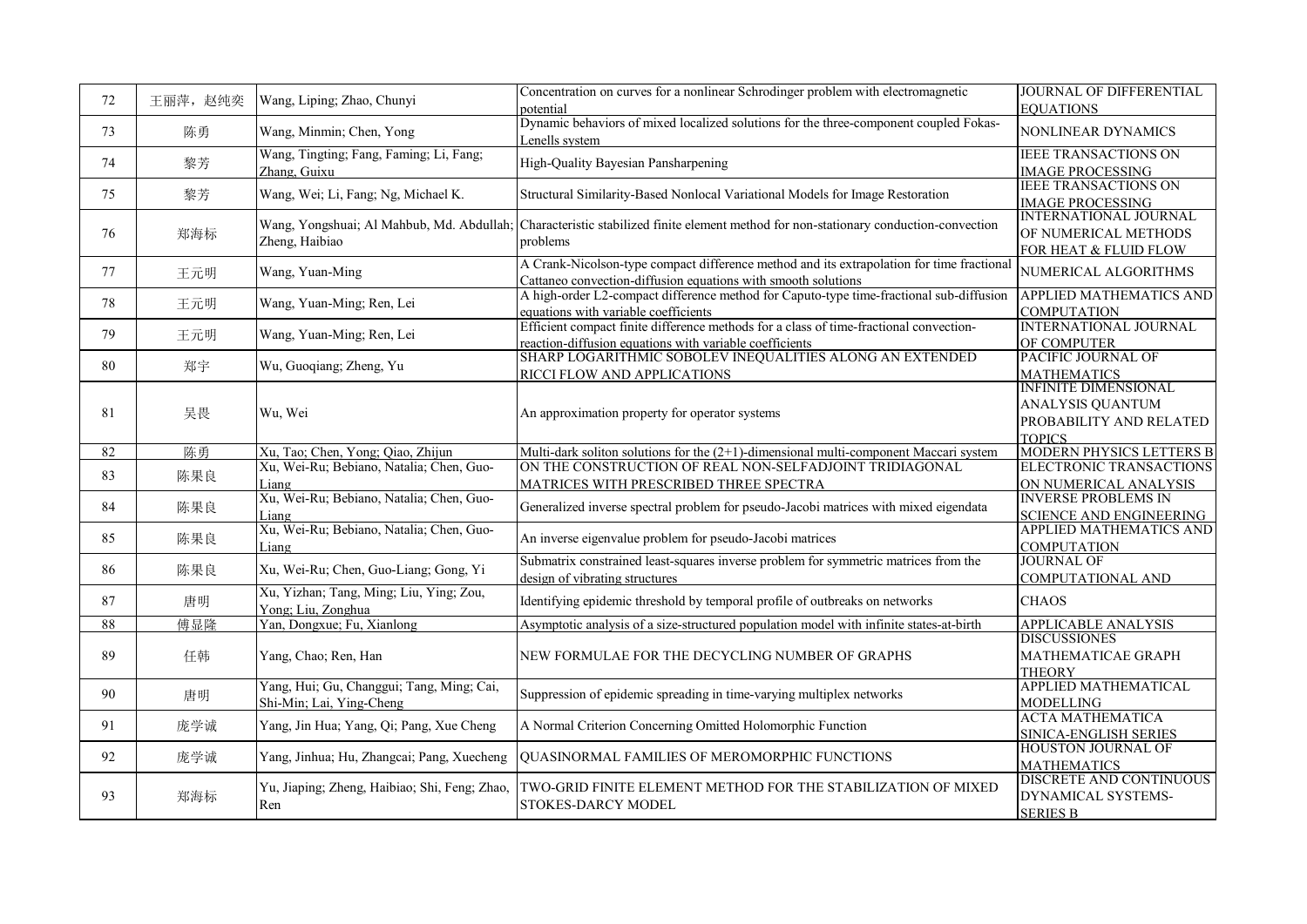| 72 | 王丽萍，赵纯奕 | Wang, Liping; Zhao, Chunyi | Concentration on curves for a nonlinear Schrodinger problem with electromagnetic potential | JOURNAL OF DIFFERENTIAL EQUATIONS |
|---|---|---|---|---|
| 73 | 陈勇 | Wang, Minmin; Chen, Yong | Dynamic behaviors of mixed localized solutions for the three-component coupled Fokas-Lenells system | NONLINEAR DYNAMICS |
| 74 | 黎芳 | Wang, Tingting; Fang, Faming; Li, Fang; Zhang, Guixu | High-Quality Bayesian Pansharpening | IEEE TRANSACTIONS ON IMAGE PROCESSING |
| 75 | 黎芳 | Wang, Wei; Li, Fang; Ng, Michael K. | Structural Similarity-Based Nonlocal Variational Models for Image Restoration | IEEE TRANSACTIONS ON IMAGE PROCESSING |
| 76 | 郑海标 | Wang, Yongshuai; Al Mahbub, Md. Abdullah; Zheng, Haibiao | Characteristic stabilized finite element method for non-stationary conduction-convection problems | INTERNATIONAL JOURNAL OF NUMERICAL METHODS FOR HEAT & FLUID FLOW |
| 77 | 王元明 | Wang, Yuan-Ming | A Crank-Nicolson-type compact difference method and its extrapolation for time fractional Cattaneo convection-diffusion equations with smooth solutions | NUMERICAL ALGORITHMS |
| 78 | 王元明 | Wang, Yuan-Ming; Ren, Lei | A high-order L2-compact difference method for Caputo-type time-fractional sub-diffusion equations with variable coefficients | APPLIED MATHEMATICS AND COMPUTATION |
| 79 | 王元明 | Wang, Yuan-Ming; Ren, Lei | Efficient compact finite difference methods for a class of time-fractional convection-reaction-diffusion equations with variable coefficients | INTERNATIONAL JOURNAL OF COMPUTER |
| 80 | 郑宇 | Wu, Guoqiang; Zheng, Yu | SHARP LOGARITHMIC SOBOLEV INEQUALITIES ALONG AN EXTENDED RICCI FLOW AND APPLICATIONS | PACIFIC JOURNAL OF MATHEMATICS |
| 81 | 吴畏 | Wu, Wei | An approximation property for operator systems | INFINITE DIMENSIONAL ANALYSIS QUANTUM PROBABILITY AND RELATED TOPICS |
| 82 | 陈勇 | Xu, Tao; Chen, Yong; Qiao, Zhijun | Multi-dark soliton solutions for the (2+1)-dimensional multi-component Maccari system | MODERN PHYSICS LETTERS B |
| 83 | 陈果良 | Xu, Wei-Ru; Bebiano, Natalia; Chen, Guo-Liang | ON THE CONSTRUCTION OF REAL NON-SELFADJOINT TRIDIAGONAL MATRICES WITH PRESCRIBED THREE SPECTRA | ELECTRONIC TRANSACTIONS ON NUMERICAL ANALYSIS |
| 84 | 陈果良 | Xu, Wei-Ru; Bebiano, Natalia; Chen, Guo-Liang | Generalized inverse spectral problem for pseudo-Jacobi matrices with mixed eigendata | INVERSE PROBLEMS IN SCIENCE AND ENGINEERING |
| 85 | 陈果良 | Xu, Wei-Ru; Bebiano, Natalia; Chen, Guo-Liang | An inverse eigenvalue problem for pseudo-Jacobi matrices | APPLIED MATHEMATICS AND COMPUTATION |
| 86 | 陈果良 | Xu, Wei-Ru; Chen, Guo-Liang; Gong, Yi | Submatrix constrained least-squares inverse problem for symmetric matrices from the design of vibrating structures | JOURNAL OF COMPUTATIONAL AND |
| 87 | 唐明 | Xu, Yizhan; Tang, Ming; Liu, Ying; Zou, Yong; Liu, Zonghua | Identifying epidemic threshold by temporal profile of outbreaks on networks | CHAOS |
| 88 | 傅显隆 | Yan, Dongxue; Fu, Xianlong | Asymptotic analysis of a size-structured population model with infinite states-at-birth | APPLICABLE ANALYSIS |
| 89 | 任韩 | Yang, Chao; Ren, Han | NEW FORMULAE FOR THE DECYCLING NUMBER OF GRAPHS | DISCUSSIONES MATHEMATICAE GRAPH THEORY |
| 90 | 唐明 | Yang, Hui; Gu, Changgui; Tang, Ming; Cai, Shi-Min; Lai, Ying-Cheng | Suppression of epidemic spreading in time-varying multiplex networks | APPLIED MATHEMATICAL MODELLING |
| 91 | 庞学诚 | Yang, Jin Hua; Yang, Qi; Pang, Xue Cheng | A Normal Criterion Concerning Omitted Holomorphic Function | ACTA MATHEMATICA SINICA-ENGLISH SERIES |
| 92 | 庞学诚 | Yang, Jinhua; Hu, Zhangcai; Pang, Xuecheng | QUASINORMAL FAMILIES OF MEROMORPHIC FUNCTIONS | HOUSTON JOURNAL OF MATHEMATICS |
| 93 | 郑海标 | Yu, Jiaping; Zheng, Haibiao; Shi, Feng; Zhao, Ren | TWO-GRID FINITE ELEMENT METHOD FOR THE STABILIZATION OF MIXED STOKES-DARCY MODEL | DISCRETE AND CONTINUOUS DYNAMICAL SYSTEMS-SERIES B |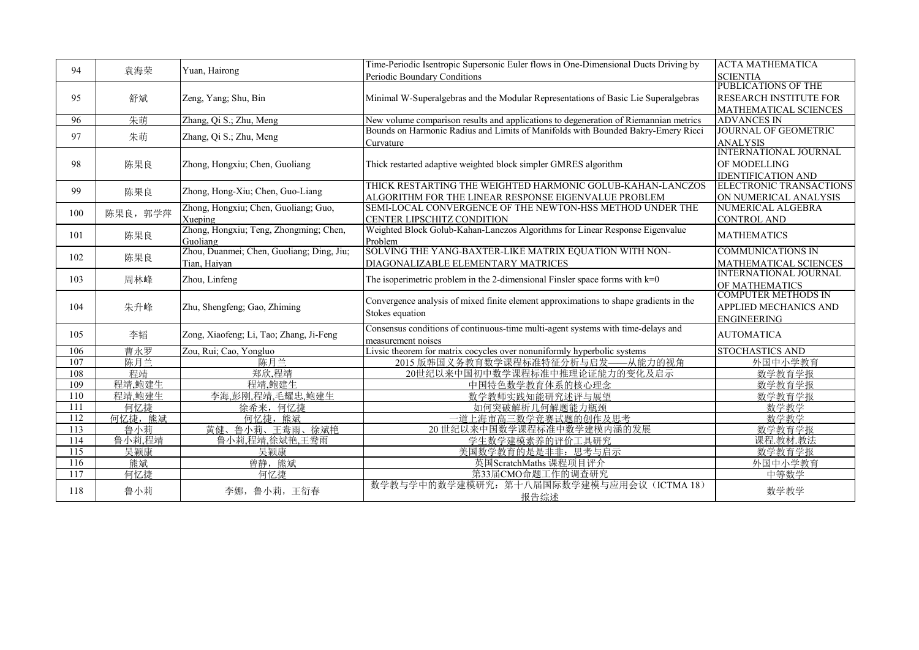| | | | | |
|---|---|---|---|---|
| 94 | 袁海荣 | Yuan, Hairong | Time-Periodic Isentropic Supersonic Euler flows in One-Dimensional Ducts Driving by Periodic Boundary Conditions | ACTA MATHEMATICA SCIENTIA |
| 95 | 舒斌 | Zeng, Yang; Shu, Bin | Minimal W-Superalgebras and the Modular Representations of Basic Lie Superalgebras | PUBLICATIONS OF THE RESEARCH INSTITUTE FOR MATHEMATICAL SCIENCES |
| 96 | 朱萌 | Zhang, Qi S.; Zhu, Meng | New volume comparison results and applications to degeneration of Riemannian metrics | ADVANCES IN |
| 97 | 朱萌 | Zhang, Qi S.; Zhu, Meng | Bounds on Harmonic Radius and Limits of Manifolds with Bounded Bakry-Emery Ricci Curvature | JOURNAL OF GEOMETRIC ANALYSIS |
| 98 | 陈果良 | Zhong, Hongxiu; Chen, Guoliang | Thick restarted adaptive weighted block simpler GMRES algorithm | INTERNATIONAL JOURNAL OF MODELLING IDENTIFICATION AND |
| 99 | 陈果良 | Zhong, Hong-Xiu; Chen, Guo-Liang | THICK RESTARTING THE WEIGHTED HARMONIC GOLUB-KAHAN-LANCZOS ALGORITHM FOR THE LINEAR RESPONSE EIGENVALUE PROBLEM | ELECTRONIC TRANSACTIONS ON NUMERICAL ANALYSIS |
| 100 | 陈果良，郭学萍 | Zhong, Hongxiu; Chen, Guoliang; Guo, Xueping | SEMI-LOCAL CONVERGENCE OF THE NEWTON-HSS METHOD UNDER THE CENTER LIPSCHITZ CONDITION | NUMERICAL ALGEBRA CONTROL AND |
| 101 | 陈果良 | Zhong, Hongxiu; Teng, Zhongming; Chen, Guoliang | Weighted Block Golub-Kahan-Lanczos Algorithms for Linear Response Eigenvalue Problem | MATHEMATICS |
| 102 | 陈果良 | Zhou, Duanmei; Chen, Guoliang; Ding, Jiu; Tian, Haiyan | SOLVING THE YANG-BAXTER-LIKE MATRIX EQUATION WITH NON-DIAGONALIZABLE ELEMENTARY MATRICES | COMMUNICATIONS IN MATHEMATICAL SCIENCES |
| 103 | 周林峰 | Zhou, Linfeng | The isoperimetric problem in the 2-dimensional Finsler space forms with k=0 | INTERNATIONAL JOURNAL OF MATHEMATICS |
| 104 | 朱升峰 | Zhu, Shengfeng; Gao, Zhiming | Convergence analysis of mixed finite element approximations to shape gradients in the Stokes equation | COMPUTER METHODS IN APPLIED MECHANICS AND ENGINEERING |
| 105 | 李韬 | Zong, Xiaofeng; Li, Tao; Zhang, Ji-Feng | Consensus conditions of continuous-time multi-agent systems with time-delays and measurement noises | AUTOMATICA |
| 106 | 曹永罗 | Zou, Rui; Cao, Yongluo | Livsic theorem for matrix cocycles over nonuniformly hyperbolic systems | STOCHASTICS AND |
| 107 | 陈月兰 | 陈月兰 | 2015 版韩国义务教育数学课程标准特征分析与启发——从能力的视角 | 外国中小学教育 |
| 108 | 程靖 | 郑欣,程靖 | 20世纪以来中国初中数学课程标准中推理论证能力的变化及启示 | 数学教育学报 |
| 109 | 程靖,鲍建生 | 程靖,鲍建生 | 中国特色数学教育体系的核心理念 | 数学教育学报 |
| 110 | 程靖,鲍建生 | 李海,彭刚,程靖,毛耀忠,鲍建生 | 数学教师实践知能研究述评与展望 | 数学教育学报 |
| 111 | 何忆捷 | 徐希来，何忆捷 | 如何突破解析几何解题能力瓶颈 | 数学教学 |
| 112 | 何忆捷，熊斌 | 何忆捷，熊斌 | 一道上海市高三数学竞赛试题的创作及思考 | 数学教学 |
| 113 | 鲁小莉 | 黄健、鲁小莉、王鸯雨、徐斌艳 | 20 世纪以来中国数学课程标准中数学建模内涵的发展 | 数学教育学报 |
| 114 | 鲁小莉,程靖 | 鲁小莉,程靖,徐斌艳,王鸯雨 | 学生数学建模素养的评价工具研究 | 课程.教材.教法 |
| 115 | 吴颖康 | 吴颖康 | 美国数学教育的是是非非：思考与启示 | 数学教育学报 |
| 116 | 熊斌 | 曾静，熊斌 | 英国ScratchMaths 课程项目评介 | 外国中小学教育 |
| 117 | 何忆捷 | 何忆捷 | 第33届CMO命题工作的调查研究 | 中等数学 |
| 118 | 鲁小莉 | 李娜，鲁小莉，王衍春 | 数学教与学中的数学建模研究：第十八届国际数学建模与应用会议（ICTMA 18）报告综述 | 数学教学 |